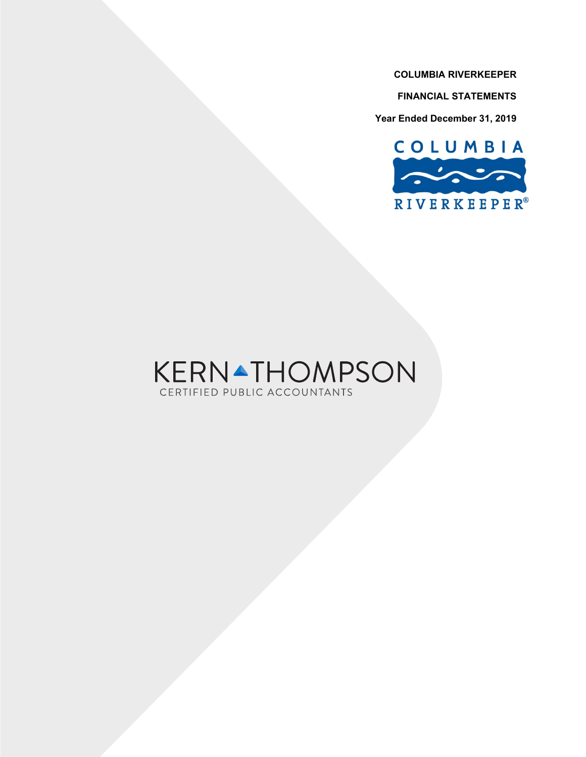**COLUMBIA RIVERKEEPER**

**FINANCIAL STATEMENTS**

**Year Ended December 31, 2019**

COLUMBIA RIVERKEEPER®

KERN THOMPSON
CERTIFIED PUBLIC ACCOUNTANTS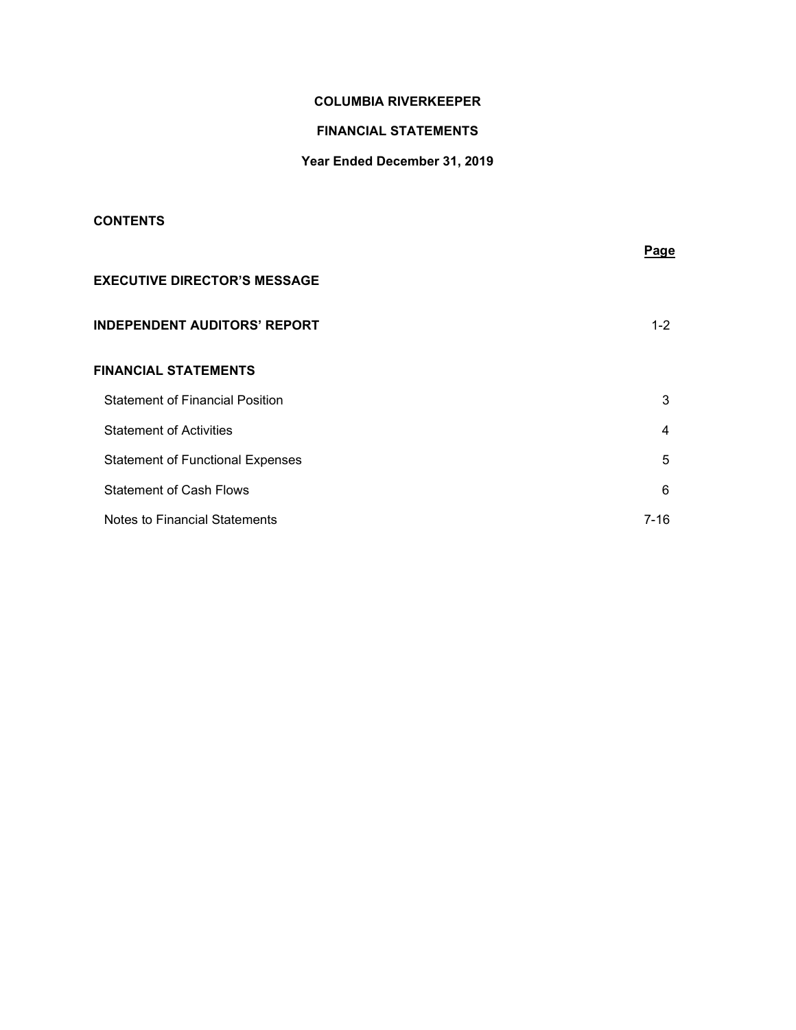# COLUMBIA RIVERKEEPER

## FINANCIAL STATEMENTS

### Year Ended December 31, 2019

**CONTENTS**

| | Page |
|---|---|
| **EXECUTIVE DIRECTOR'S MESSAGE** | |
| **INDEPENDENT AUDITORS' REPORT** | 1-2 |
| **FINANCIAL STATEMENTS** | |
| Statement of Financial Position | 3 |
| Statement of Activities | 4 |
| Statement of Functional Expenses | 5 |
| Statement of Cash Flows | 6 |
| Notes to Financial Statements | 7-16 |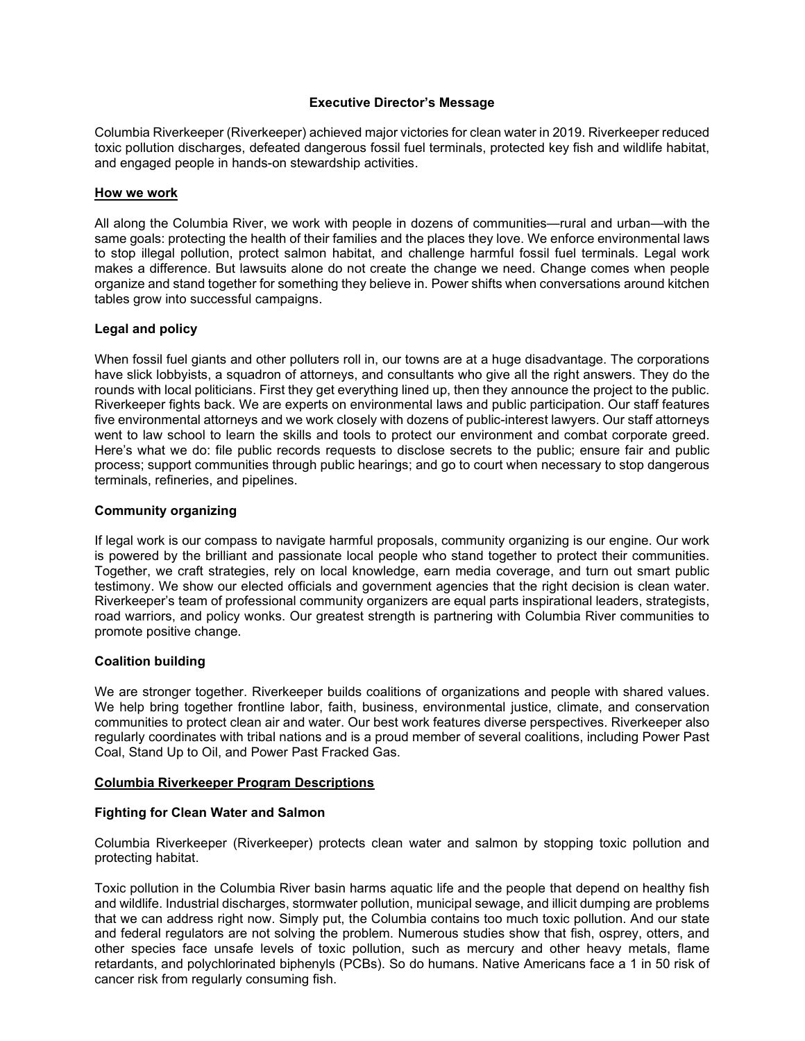## Executive Director's Message

Columbia Riverkeeper (Riverkeeper) achieved major victories for clean water in 2019. Riverkeeper reduced toxic pollution discharges, defeated dangerous fossil fuel terminals, protected key fish and wildlife habitat, and engaged people in hands-on stewardship activities.

### How we work

All along the Columbia River, we work with people in dozens of communities—rural and urban—with the same goals: protecting the health of their families and the places they love. We enforce environmental laws to stop illegal pollution, protect salmon habitat, and challenge harmful fossil fuel terminals. Legal work makes a difference. But lawsuits alone do not create the change we need. Change comes when people organize and stand together for something they believe in. Power shifts when conversations around kitchen tables grow into successful campaigns.

### Legal and policy

When fossil fuel giants and other polluters roll in, our towns are at a huge disadvantage. The corporations have slick lobbyists, a squadron of attorneys, and consultants who give all the right answers. They do the rounds with local politicians. First they get everything lined up, then they announce the project to the public. Riverkeeper fights back. We are experts on environmental laws and public participation. Our staff features five environmental attorneys and we work closely with dozens of public-interest lawyers. Our staff attorneys went to law school to learn the skills and tools to protect our environment and combat corporate greed. Here's what we do: file public records requests to disclose secrets to the public; ensure fair and public process; support communities through public hearings; and go to court when necessary to stop dangerous terminals, refineries, and pipelines.

### Community organizing

If legal work is our compass to navigate harmful proposals, community organizing is our engine. Our work is powered by the brilliant and passionate local people who stand together to protect their communities. Together, we craft strategies, rely on local knowledge, earn media coverage, and turn out smart public testimony. We show our elected officials and government agencies that the right decision is clean water. Riverkeeper's team of professional community organizers are equal parts inspirational leaders, strategists, road warriors, and policy wonks. Our greatest strength is partnering with Columbia River communities to promote positive change.

### Coalition building

We are stronger together. Riverkeeper builds coalitions of organizations and people with shared values. We help bring together frontline labor, faith, business, environmental justice, climate, and conservation communities to protect clean air and water. Our best work features diverse perspectives. Riverkeeper also regularly coordinates with tribal nations and is a proud member of several coalitions, including Power Past Coal, Stand Up to Oil, and Power Past Fracked Gas.

## Columbia Riverkeeper Program Descriptions

### Fighting for Clean Water and Salmon

Columbia Riverkeeper (Riverkeeper) protects clean water and salmon by stopping toxic pollution and protecting habitat.

Toxic pollution in the Columbia River basin harms aquatic life and the people that depend on healthy fish and wildlife. Industrial discharges, stormwater pollution, municipal sewage, and illicit dumping are problems that we can address right now. Simply put, the Columbia contains too much toxic pollution. And our state and federal regulators are not solving the problem. Numerous studies show that fish, osprey, otters, and other species face unsafe levels of toxic pollution, such as mercury and other heavy metals, flame retardants, and polychlorinated biphenyls (PCBs). So do humans. Native Americans face a 1 in 50 risk of cancer risk from regularly consuming fish.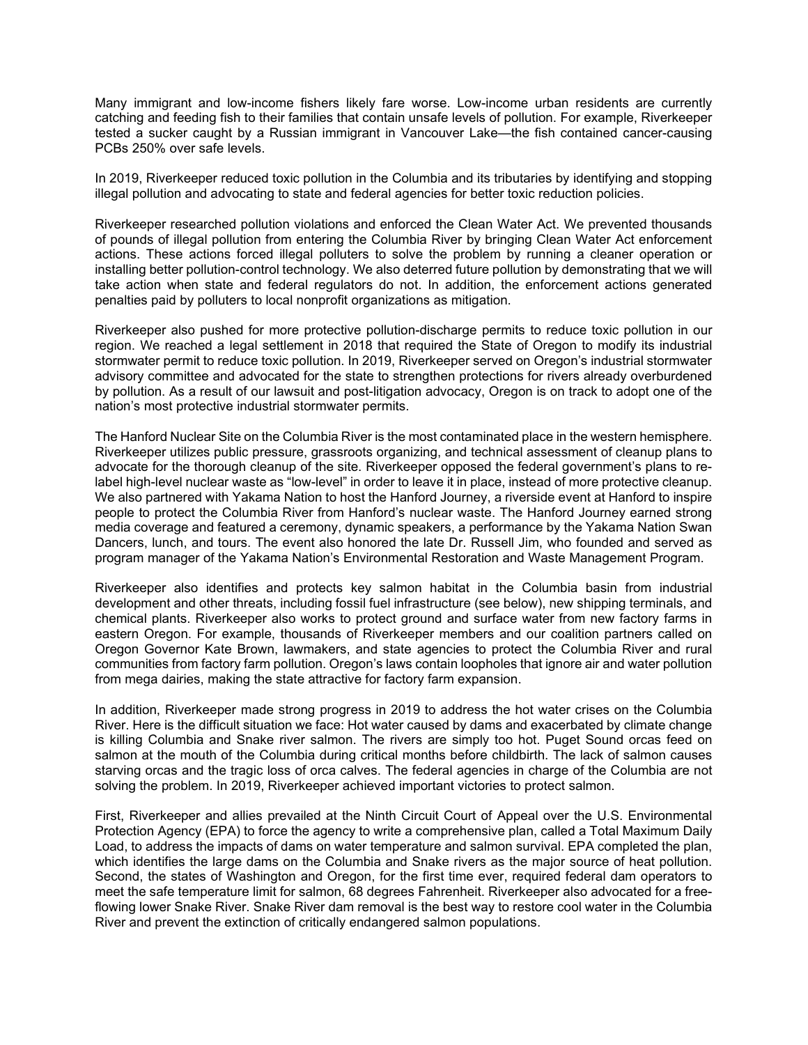Many immigrant and low-income fishers likely fare worse. Low-income urban residents are currently catching and feeding fish to their families that contain unsafe levels of pollution. For example, Riverkeeper tested a sucker caught by a Russian immigrant in Vancouver Lake—the fish contained cancer-causing PCBs 250% over safe levels.

In 2019, Riverkeeper reduced toxic pollution in the Columbia and its tributaries by identifying and stopping illegal pollution and advocating to state and federal agencies for better toxic reduction policies.

Riverkeeper researched pollution violations and enforced the Clean Water Act. We prevented thousands of pounds of illegal pollution from entering the Columbia River by bringing Clean Water Act enforcement actions. These actions forced illegal polluters to solve the problem by running a cleaner operation or installing better pollution-control technology. We also deterred future pollution by demonstrating that we will take action when state and federal regulators do not. In addition, the enforcement actions generated penalties paid by polluters to local nonprofit organizations as mitigation.

Riverkeeper also pushed for more protective pollution-discharge permits to reduce toxic pollution in our region. We reached a legal settlement in 2018 that required the State of Oregon to modify its industrial stormwater permit to reduce toxic pollution. In 2019, Riverkeeper served on Oregon's industrial stormwater advisory committee and advocated for the state to strengthen protections for rivers already overburdened by pollution. As a result of our lawsuit and post-litigation advocacy, Oregon is on track to adopt one of the nation's most protective industrial stormwater permits.

The Hanford Nuclear Site on the Columbia River is the most contaminated place in the western hemisphere. Riverkeeper utilizes public pressure, grassroots organizing, and technical assessment of cleanup plans to advocate for the thorough cleanup of the site. Riverkeeper opposed the federal government's plans to re-label high-level nuclear waste as "low-level" in order to leave it in place, instead of more protective cleanup. We also partnered with Yakama Nation to host the Hanford Journey, a riverside event at Hanford to inspire people to protect the Columbia River from Hanford's nuclear waste. The Hanford Journey earned strong media coverage and featured a ceremony, dynamic speakers, a performance by the Yakama Nation Swan Dancers, lunch, and tours. The event also honored the late Dr. Russell Jim, who founded and served as program manager of the Yakama Nation's Environmental Restoration and Waste Management Program.

Riverkeeper also identifies and protects key salmon habitat in the Columbia basin from industrial development and other threats, including fossil fuel infrastructure (see below), new shipping terminals, and chemical plants. Riverkeeper also works to protect ground and surface water from new factory farms in eastern Oregon. For example, thousands of Riverkeeper members and our coalition partners called on Oregon Governor Kate Brown, lawmakers, and state agencies to protect the Columbia River and rural communities from factory farm pollution. Oregon's laws contain loopholes that ignore air and water pollution from mega dairies, making the state attractive for factory farm expansion.

In addition, Riverkeeper made strong progress in 2019 to address the hot water crises on the Columbia River. Here is the difficult situation we face: Hot water caused by dams and exacerbated by climate change is killing Columbia and Snake river salmon. The rivers are simply too hot. Puget Sound orcas feed on salmon at the mouth of the Columbia during critical months before childbirth. The lack of salmon causes starving orcas and the tragic loss of orca calves. The federal agencies in charge of the Columbia are not solving the problem. In 2019, Riverkeeper achieved important victories to protect salmon.

First, Riverkeeper and allies prevailed at the Ninth Circuit Court of Appeal over the U.S. Environmental Protection Agency (EPA) to force the agency to write a comprehensive plan, called a Total Maximum Daily Load, to address the impacts of dams on water temperature and salmon survival. EPA completed the plan, which identifies the large dams on the Columbia and Snake rivers as the major source of heat pollution. Second, the states of Washington and Oregon, for the first time ever, required federal dam operators to meet the safe temperature limit for salmon, 68 degrees Fahrenheit. Riverkeeper also advocated for a free-flowing lower Snake River. Snake River dam removal is the best way to restore cool water in the Columbia River and prevent the extinction of critically endangered salmon populations.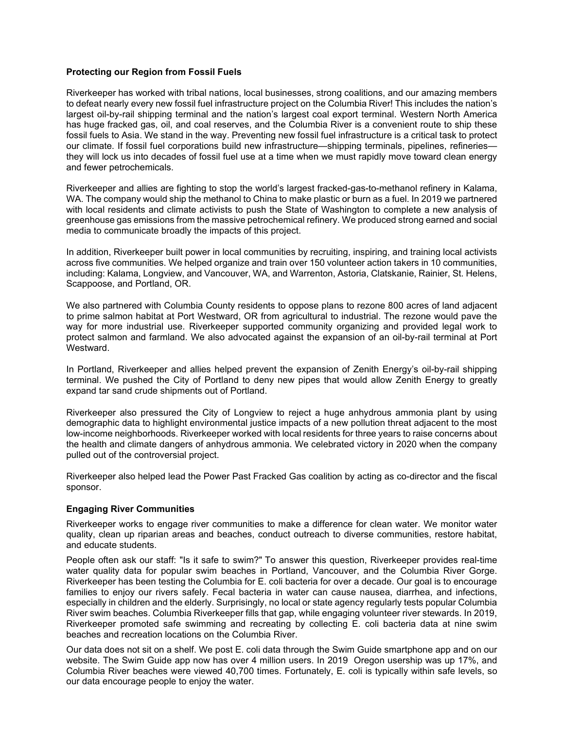**Protecting our Region from Fossil Fuels**

Riverkeeper has worked with tribal nations, local businesses, strong coalitions, and our amazing members to defeat nearly every new fossil fuel infrastructure project on the Columbia River! This includes the nation's largest oil-by-rail shipping terminal and the nation's largest coal export terminal. Western North America has huge fracked gas, oil, and coal reserves, and the Columbia River is a convenient route to ship these fossil fuels to Asia. We stand in the way. Preventing new fossil fuel infrastructure is a critical task to protect our climate. If fossil fuel corporations build new infrastructure—shipping terminals, pipelines, refineries—they will lock us into decades of fossil fuel use at a time when we must rapidly move toward clean energy and fewer petrochemicals.

Riverkeeper and allies are fighting to stop the world's largest fracked-gas-to-methanol refinery in Kalama, WA. The company would ship the methanol to China to make plastic or burn as a fuel. In 2019 we partnered with local residents and climate activists to push the State of Washington to complete a new analysis of greenhouse gas emissions from the massive petrochemical refinery. We produced strong earned and social media to communicate broadly the impacts of this project.

In addition, Riverkeeper built power in local communities by recruiting, inspiring, and training local activists across five communities. We helped organize and train over 150 volunteer action takers in 10 communities, including: Kalama, Longview, and Vancouver, WA, and Warrenton, Astoria, Clatskanie, Rainier, St. Helens, Scappoose, and Portland, OR.

We also partnered with Columbia County residents to oppose plans to rezone 800 acres of land adjacent to prime salmon habitat at Port Westward, OR from agricultural to industrial. The rezone would pave the way for more industrial use. Riverkeeper supported community organizing and provided legal work to protect salmon and farmland. We also advocated against the expansion of an oil-by-rail terminal at Port Westward.

In Portland, Riverkeeper and allies helped prevent the expansion of Zenith Energy's oil-by-rail shipping terminal. We pushed the City of Portland to deny new pipes that would allow Zenith Energy to greatly expand tar sand crude shipments out of Portland.

Riverkeeper also pressured the City of Longview to reject a huge anhydrous ammonia plant by using demographic data to highlight environmental justice impacts of a new pollution threat adjacent to the most low-income neighborhoods. Riverkeeper worked with local residents for three years to raise concerns about the health and climate dangers of anhydrous ammonia. We celebrated victory in 2020 when the company pulled out of the controversial project.

Riverkeeper also helped lead the Power Past Fracked Gas coalition by acting as co-director and the fiscal sponsor.

**Engaging River Communities**

Riverkeeper works to engage river communities to make a difference for clean water. We monitor water quality, clean up riparian areas and beaches, conduct outreach to diverse communities, restore habitat, and educate students.

People often ask our staff: "Is it safe to swim?" To answer this question, Riverkeeper provides real-time water quality data for popular swim beaches in Portland, Vancouver, and the Columbia River Gorge. Riverkeeper has been testing the Columbia for E. coli bacteria for over a decade. Our goal is to encourage families to enjoy our rivers safely. Fecal bacteria in water can cause nausea, diarrhea, and infections, especially in children and the elderly. Surprisingly, no local or state agency regularly tests popular Columbia River swim beaches. Columbia Riverkeeper fills that gap, while engaging volunteer river stewards. In 2019, Riverkeeper promoted safe swimming and recreating by collecting E. coli bacteria data at nine swim beaches and recreation locations on the Columbia River.

Our data does not sit on a shelf. We post E. coli data through the Swim Guide smartphone app and on our website. The Swim Guide app now has over 4 million users. In 2019 Oregon usership was up 17%, and Columbia River beaches were viewed 40,700 times. Fortunately, E. coli is typically within safe levels, so our data encourage people to enjoy the water.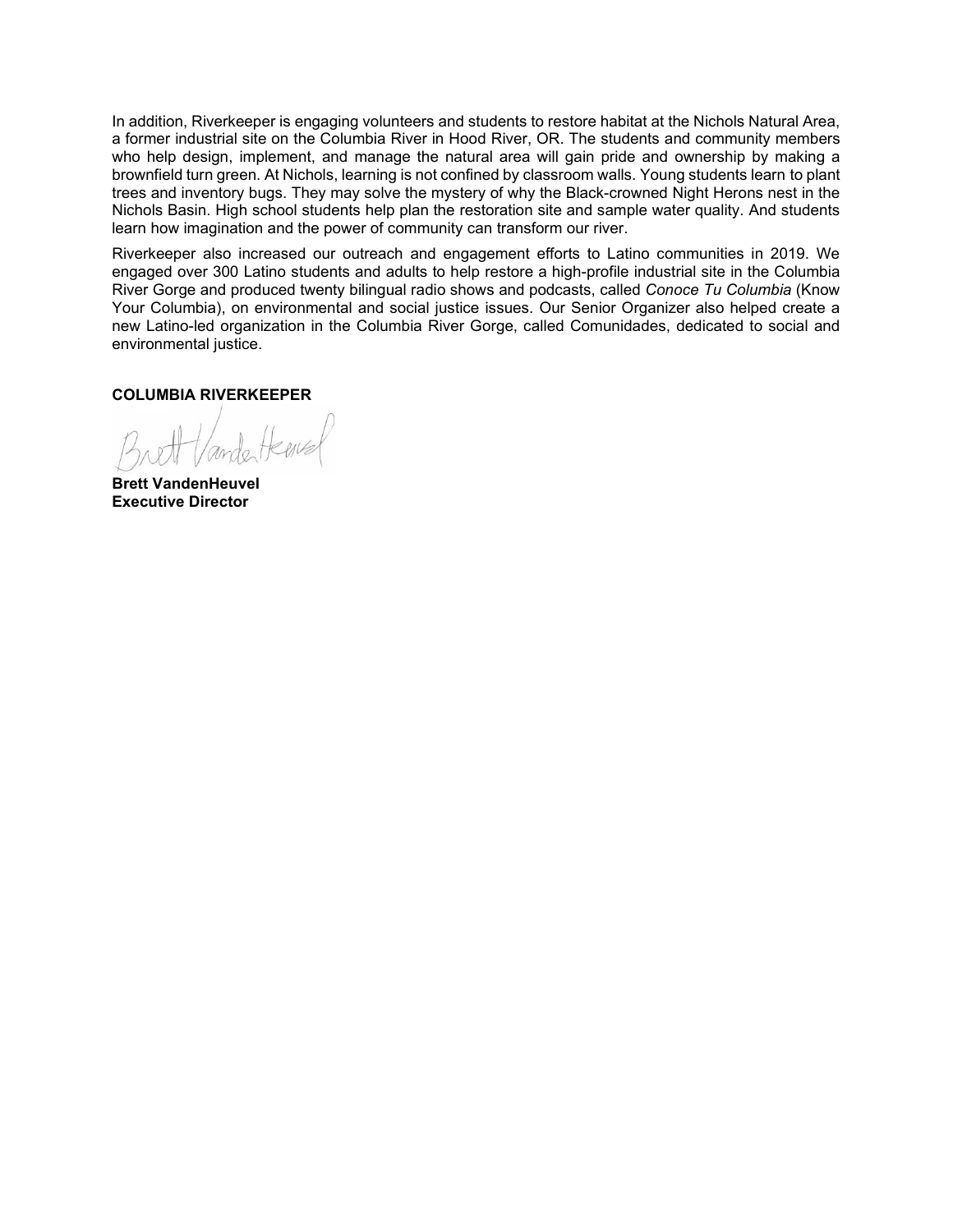In addition, Riverkeeper is engaging volunteers and students to restore habitat at the Nichols Natural Area, a former industrial site on the Columbia River in Hood River, OR. The students and community members who help design, implement, and manage the natural area will gain pride and ownership by making a brownfield turn green. At Nichols, learning is not confined by classroom walls. Young students learn to plant trees and inventory bugs. They may solve the mystery of why the Black-crowned Night Herons nest in the Nichols Basin. High school students help plan the restoration site and sample water quality. And students learn how imagination and the power of community can transform our river.

Riverkeeper also increased our outreach and engagement efforts to Latino communities in 2019. We engaged over 300 Latino students and adults to help restore a high-profile industrial site in the Columbia River Gorge and produced twenty bilingual radio shows and podcasts, called *Conoce Tu Columbia* (Know Your Columbia), on environmental and social justice issues. Our Senior Organizer also helped create a new Latino-led organization in the Columbia River Gorge, called Comunidades, dedicated to social and environmental justice.

**COLUMBIA RIVERKEEPER**

Brett VandenHeuvel

**Brett VandenHeuvel**
**Executive Director**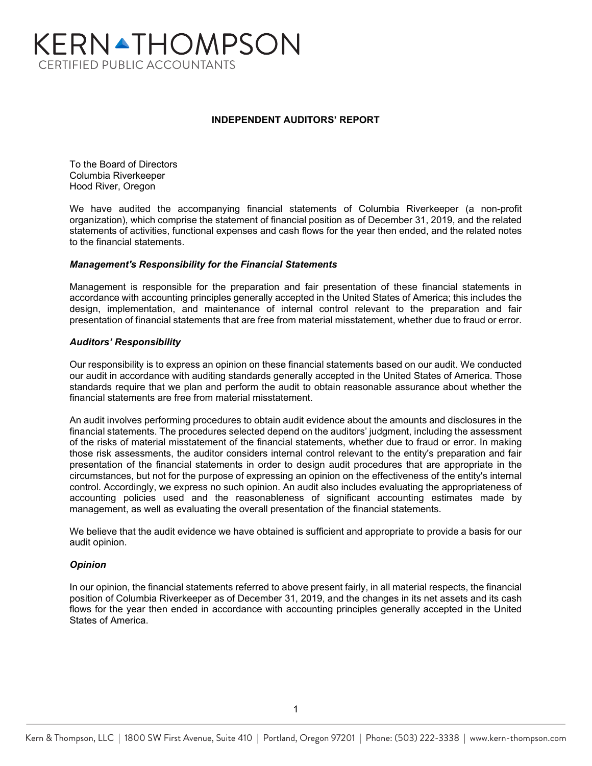# KERN THOMPSON

CERTIFIED PUBLIC ACCOUNTANTS

## INDEPENDENT AUDITORS' REPORT

To the Board of Directors
Columbia Riverkeeper
Hood River, Oregon

We have audited the accompanying financial statements of Columbia Riverkeeper (a non-profit organization), which comprise the statement of financial position as of December 31, 2019, and the related statements of activities, functional expenses and cash flows for the year then ended, and the related notes to the financial statements.

### *Management's Responsibility for the Financial Statements*

Management is responsible for the preparation and fair presentation of these financial statements in accordance with accounting principles generally accepted in the United States of America; this includes the design, implementation, and maintenance of internal control relevant to the preparation and fair presentation of financial statements that are free from material misstatement, whether due to fraud or error.

### *Auditors' Responsibility*

Our responsibility is to express an opinion on these financial statements based on our audit. We conducted our audit in accordance with auditing standards generally accepted in the United States of America. Those standards require that we plan and perform the audit to obtain reasonable assurance about whether the financial statements are free from material misstatement.

An audit involves performing procedures to obtain audit evidence about the amounts and disclosures in the financial statements. The procedures selected depend on the auditors' judgment, including the assessment of the risks of material misstatement of the financial statements, whether due to fraud or error. In making those risk assessments, the auditor considers internal control relevant to the entity's preparation and fair presentation of the financial statements in order to design audit procedures that are appropriate in the circumstances, but not for the purpose of expressing an opinion on the effectiveness of the entity's internal control. Accordingly, we express no such opinion. An audit also includes evaluating the appropriateness of accounting policies used and the reasonableness of significant accounting estimates made by management, as well as evaluating the overall presentation of the financial statements.

We believe that the audit evidence we have obtained is sufficient and appropriate to provide a basis for our audit opinion.

### *Opinion*

In our opinion, the financial statements referred to above present fairly, in all material respects, the financial position of Columbia Riverkeeper as of December 31, 2019, and the changes in its net assets and its cash flows for the year then ended in accordance with accounting principles generally accepted in the United States of America.

Kern & Thompson, LLC | 1800 SW First Avenue, Suite 410 | Portland, Oregon 97201 | Phone: (503) 222-3338 | www.kern-thompson.com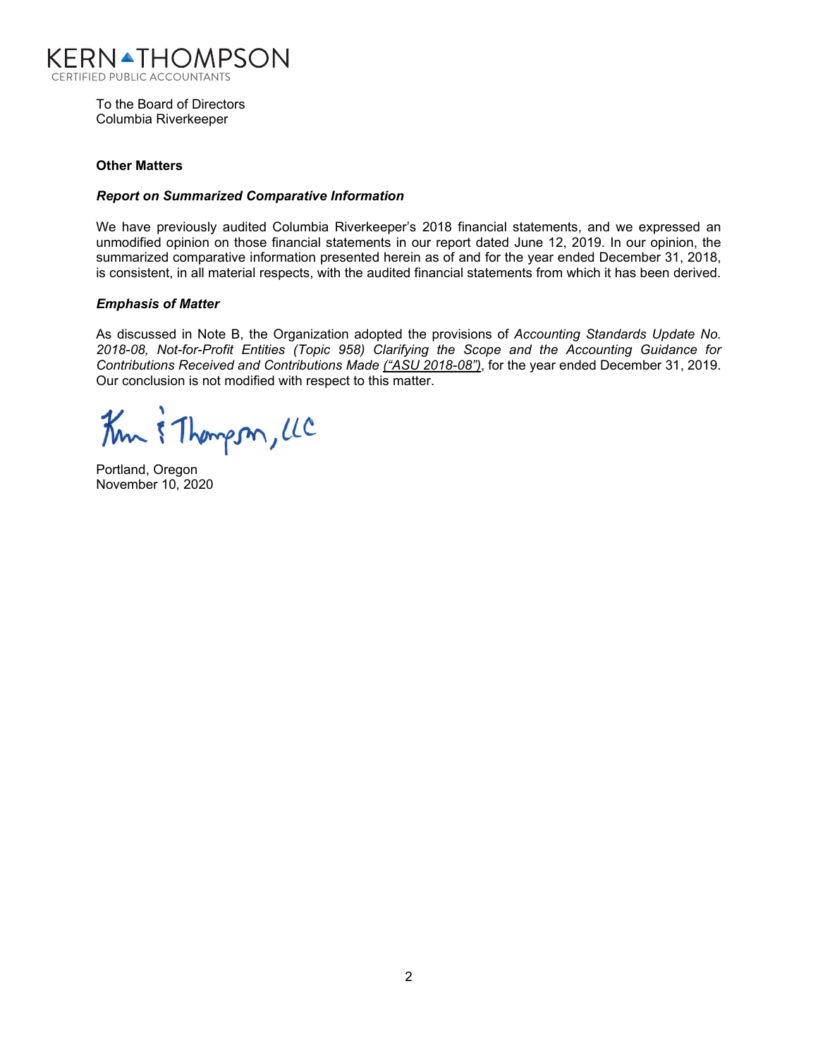KERN THOMPSON
CERTIFIED PUBLIC ACCOUNTANTS

To the Board of Directors
Columbia Riverkeeper

**Other Matters**

***Report on Summarized Comparative Information***

We have previously audited Columbia Riverkeeper's 2018 financial statements, and we expressed an unmodified opinion on those financial statements in our report dated June 12, 2019. In our opinion, the summarized comparative information presented herein as of and for the year ended December 31, 2018, is consistent, in all material respects, with the audited financial statements from which it has been derived.

***Emphasis of Matter***

As discussed in Note B, the Organization adopted the provisions of *Accounting Standards Update No. 2018-08, Not-for-Profit Entities (Topic 958) Clarifying the Scope and the Accounting Guidance for Contributions Received and Contributions Made ("ASU 2018-08")*, for the year ended December 31, 2019. Our conclusion is not modified with respect to this matter.

Kern & Thompson, LLC

Portland, Oregon
November 10, 2020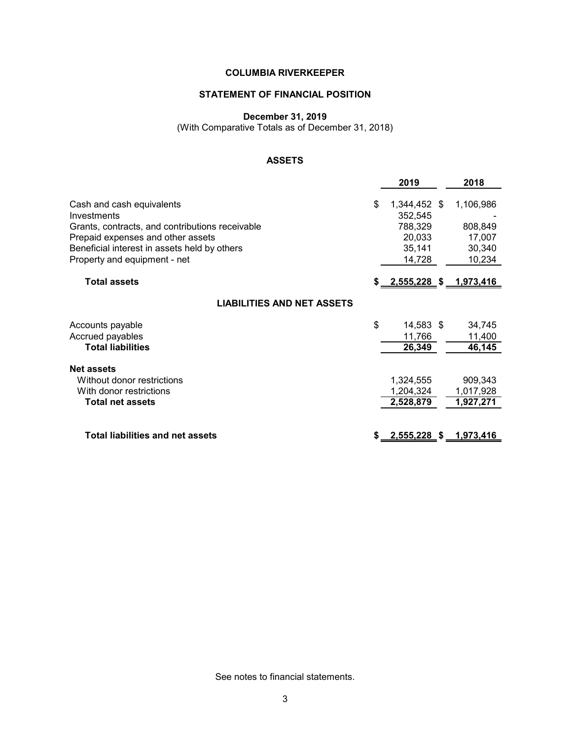**COLUMBIA RIVERKEEPER**

**STATEMENT OF FINANCIAL POSITION**

**December 31, 2019**
(With Comparative Totals as of December 31, 2018)

**ASSETS**

| | 2019 | 2018 |
|---|---|---|
| Cash and cash equivalents | $ 1,344,452 | $ 1,106,986 |
| Investments | 352,545 | - |
| Grants, contracts, and contributions receivable | 788,329 | 808,849 |
| Prepaid expenses and other assets | 20,033 | 17,007 |
| Beneficial interest in assets held by others | 35,141 | 30,340 |
| Property and equipment - net | 14,728 | 10,234 |
| **Total assets** | **$ 2,555,228** | **$ 1,973,416** |

**LIABILITIES AND NET ASSETS**

| | 2019 | 2018 |
|---|---|---|
| Accounts payable | $ 14,583 | $ 34,745 |
| Accrued payables | 11,766 | 11,400 |
| **Total liabilities** | **26,349** | **46,145** |
| **Net assets** | | |
| Without donor restrictions | 1,324,555 | 909,343 |
| With donor restrictions | 1,204,324 | 1,017,928 |
| **Total net assets** | **2,528,879** | **1,927,271** |
| **Total liabilities and net assets** | **$ 2,555,228** | **$ 1,973,416** |

See notes to financial statements.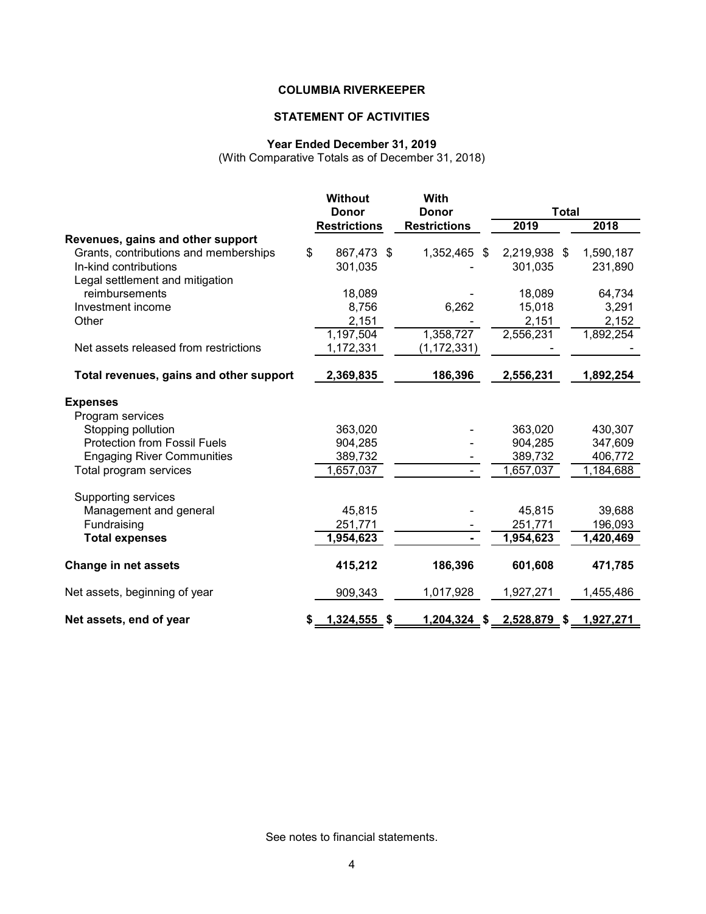**COLUMBIA RIVERKEEPER**

**STATEMENT OF ACTIVITIES**

**Year Ended December 31, 2019**
(With Comparative Totals as of December 31, 2018)

| | Without Donor Restrictions | With Donor Restrictions | Total 2019 | Total 2018 |
|---|---|---|---|---|
| **Revenues, gains and other support** | | | | |
| Grants, contributions and memberships | $ 867,473 | $ 1,352,465 | $ 2,219,938 | $ 1,590,187 |
| In-kind contributions | 301,035 | - | 301,035 | 231,890 |
| Legal settlement and mitigation reimbursements | 18,089 | - | 18,089 | 64,734 |
| Investment income | 8,756 | 6,262 | 15,018 | 3,291 |
| Other | 2,151 | - | 2,151 | 2,152 |
| | 1,197,504 | 1,358,727 | 2,556,231 | 1,892,254 |
| Net assets released from restrictions | 1,172,331 | (1,172,331) | - | - |
| **Total revenues, gains and other support** | **2,369,835** | **186,396** | **2,556,231** | **1,892,254** |
| **Expenses** | | | | |
| Program services | | | | |
| Stopping pollution | 363,020 | - | 363,020 | 430,307 |
| Protection from Fossil Fuels | 904,285 | - | 904,285 | 347,609 |
| Engaging River Communities | 389,732 | - | 389,732 | 406,772 |
| Total program services | 1,657,037 | - | 1,657,037 | 1,184,688 |
| Supporting services | | | | |
| Management and general | 45,815 | - | 45,815 | 39,688 |
| Fundraising | 251,771 | - | 251,771 | 196,093 |
| **Total expenses** | **1,954,623** | **-** | **1,954,623** | **1,420,469** |
| **Change in net assets** | **415,212** | **186,396** | **601,608** | **471,785** |
| Net assets, beginning of year | 909,343 | 1,017,928 | 1,927,271 | 1,455,486 |
| **Net assets, end of year** | **$ 1,324,555** | **$ 1,204,324** | **$ 2,528,879** | **$ 1,927,271** |

See notes to financial statements.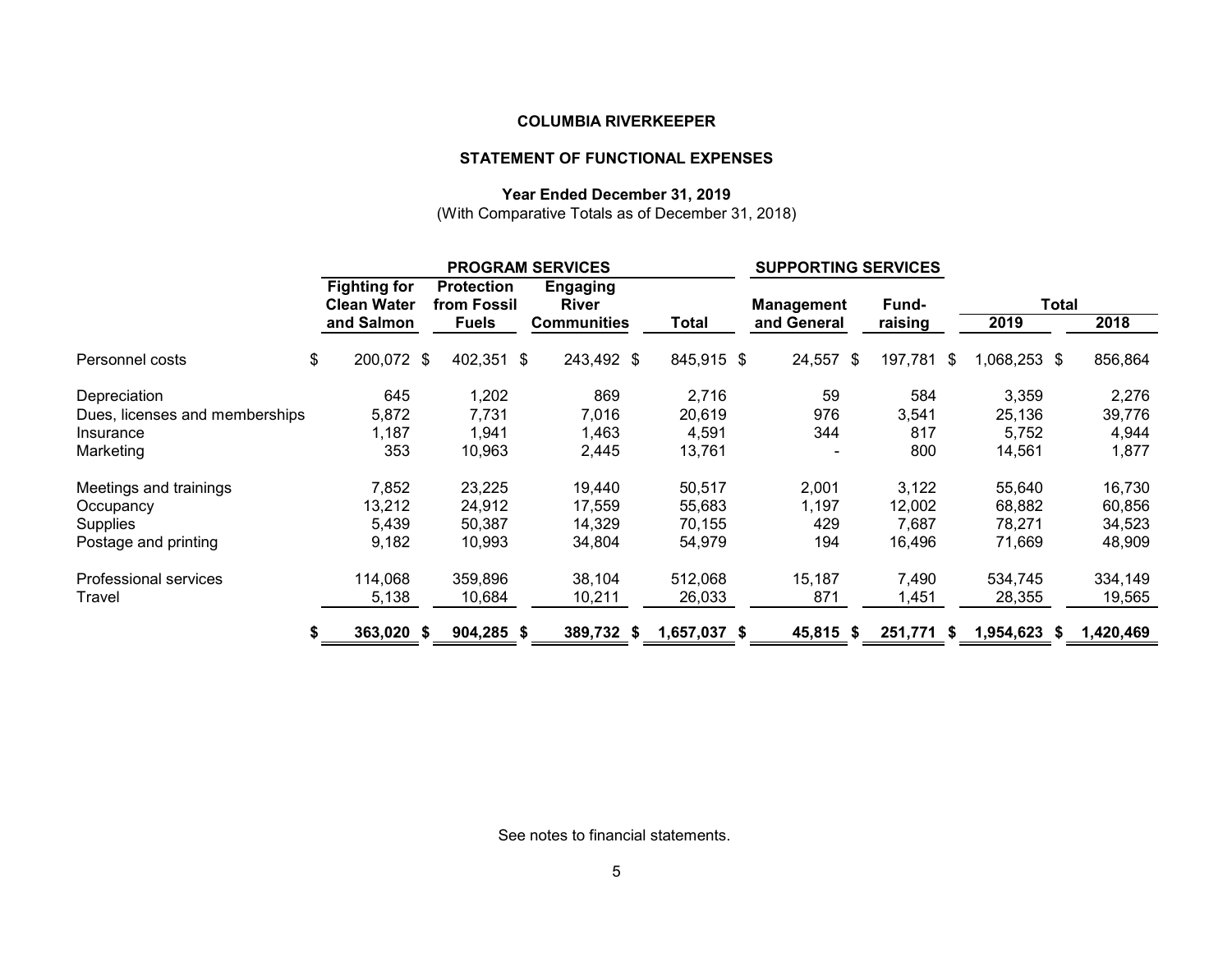**COLUMBIA RIVERKEEPER**

**STATEMENT OF FUNCTIONAL EXPENSES**

**Year Ended December 31, 2019**
(With Comparative Totals as of December 31, 2018)

| | PROGRAM SERVICES | | | | SUPPORTING SERVICES | | Total | |
|---|---|---|---|---|---|---|---|---|
| | Fighting for Clean Water and Salmon | Protection from Fossil Fuels | Engaging River Communities | Total | Management and General | Fund-raising | 2019 | 2018 |
| Personnel costs | $ 200,072 | $ 402,351 | $ 243,492 | $ 845,915 | $ 24,557 | $ 197,781 | $ 1,068,253 | $ 856,864 |
| Depreciation | 645 | 1,202 | 869 | 2,716 | 59 | 584 | 3,359 | 2,276 |
| Dues, licenses and memberships | 5,872 | 7,731 | 7,016 | 20,619 | 976 | 3,541 | 25,136 | 39,776 |
| Insurance | 1,187 | 1,941 | 1,463 | 4,591 | 344 | 817 | 5,752 | 4,944 |
| Marketing | 353 | 10,963 | 2,445 | 13,761 | - | 800 | 14,561 | 1,877 |
| Meetings and trainings | 7,852 | 23,225 | 19,440 | 50,517 | 2,001 | 3,122 | 55,640 | 16,730 |
| Occupancy | 13,212 | 24,912 | 17,559 | 55,683 | 1,197 | 12,002 | 68,882 | 60,856 |
| Supplies | 5,439 | 50,387 | 14,329 | 70,155 | 429 | 7,687 | 78,271 | 34,523 |
| Postage and printing | 9,182 | 10,993 | 34,804 | 54,979 | 194 | 16,496 | 71,669 | 48,909 |
| Professional services | 114,068 | 359,896 | 38,104 | 512,068 | 15,187 | 7,490 | 534,745 | 334,149 |
| Travel | 5,138 | 10,684 | 10,211 | 26,033 | 871 | 1,451 | 28,355 | 19,565 |
| | **$ 363,020** | **$ 904,285** | **$ 389,732** | **$ 1,657,037** | **$ 45,815** | **$ 251,771** | **$ 1,954,623** | **$ 1,420,469** |

See notes to financial statements.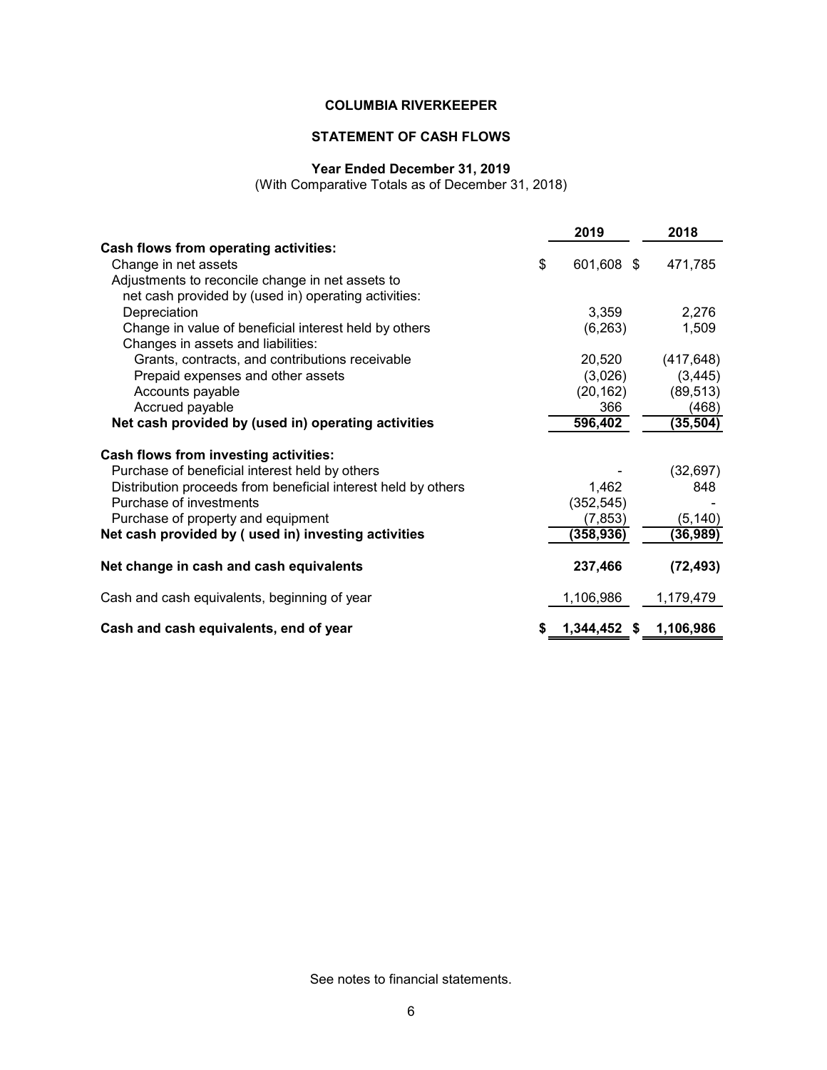# COLUMBIA RIVERKEEPER

## STATEMENT OF CASH FLOWS

### Year Ended December 31, 2019

(With Comparative Totals as of December 31, 2018)

| | 2019 | 2018 |
|---|---|---|
| **Cash flows from operating activities:** | | |
| Change in net assets | $ 601,608 | $ 471,785 |
| Adjustments to reconcile change in net assets to net cash provided by (used in) operating activities: | | |
| Depreciation | 3,359 | 2,276 |
| Change in value of beneficial interest held by others | (6,263) | 1,509 |
| Changes in assets and liabilities: | | |
| Grants, contracts, and contributions receivable | 20,520 | (417,648) |
| Prepaid expenses and other assets | (3,026) | (3,445) |
| Accounts payable | (20,162) | (89,513) |
| Accrued payable | 366 | (468) |
| **Net cash provided by (used in) operating activities** | **596,402** | **(35,504)** |
| **Cash flows from investing activities:** | | |
| Purchase of beneficial interest held by others | - | (32,697) |
| Distribution proceeds from beneficial interest held by others | 1,462 | 848 |
| Purchase of investments | (352,545) | - |
| Purchase of property and equipment | (7,853) | (5,140) |
| **Net cash provided by ( used in) investing activities** | **(358,936)** | **(36,989)** |
| **Net change in cash and cash equivalents** | **237,466** | **(72,493)** |
| Cash and cash equivalents, beginning of year | 1,106,986 | 1,179,479 |
| **Cash and cash equivalents, end of year** | **$ 1,344,452** | **$ 1,106,986** |

See notes to financial statements.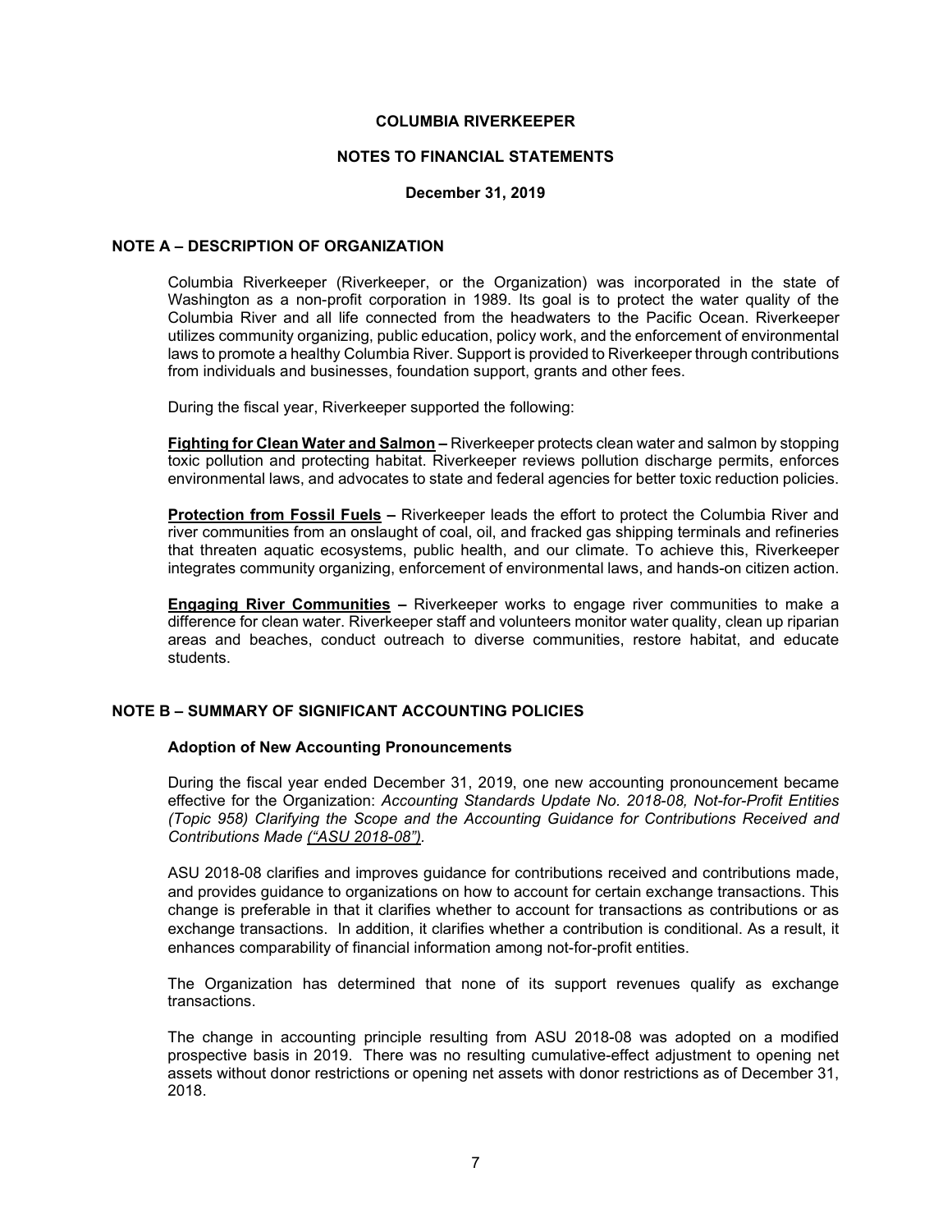# COLUMBIA RIVERKEEPER

## NOTES TO FINANCIAL STATEMENTS

**December 31, 2019**

### NOTE A – DESCRIPTION OF ORGANIZATION

Columbia Riverkeeper (Riverkeeper, or the Organization) was incorporated in the state of Washington as a non-profit corporation in 1989. Its goal is to protect the water quality of the Columbia River and all life connected from the headwaters to the Pacific Ocean. Riverkeeper utilizes community organizing, public education, policy work, and the enforcement of environmental laws to promote a healthy Columbia River. Support is provided to Riverkeeper through contributions from individuals and businesses, foundation support, grants and other fees.

During the fiscal year, Riverkeeper supported the following:

<u>**Fighting for Clean Water and Salmon**</u> **–** Riverkeeper protects clean water and salmon by stopping toxic pollution and protecting habitat. Riverkeeper reviews pollution discharge permits, enforces environmental laws, and advocates to state and federal agencies for better toxic reduction policies.

<u>**Protection from Fossil Fuels**</u> **–** Riverkeeper leads the effort to protect the Columbia River and river communities from an onslaught of coal, oil, and fracked gas shipping terminals and refineries that threaten aquatic ecosystems, public health, and our climate. To achieve this, Riverkeeper integrates community organizing, enforcement of environmental laws, and hands-on citizen action.

<u>**Engaging River Communities**</u> **–** Riverkeeper works to engage river communities to make a difference for clean water. Riverkeeper staff and volunteers monitor water quality, clean up riparian areas and beaches, conduct outreach to diverse communities, restore habitat, and educate students.

### NOTE B – SUMMARY OF SIGNIFICANT ACCOUNTING POLICIES

#### Adoption of New Accounting Pronouncements

During the fiscal year ended December 31, 2019, one new accounting pronouncement became effective for the Organization: *Accounting Standards Update No. 2018-08, Not-for-Profit Entities (Topic 958) Clarifying the Scope and the Accounting Guidance for Contributions Received and Contributions Made <u>("ASU 2018-08")</u>.*

ASU 2018-08 clarifies and improves guidance for contributions received and contributions made, and provides guidance to organizations on how to account for certain exchange transactions. This change is preferable in that it clarifies whether to account for transactions as contributions or as exchange transactions. In addition, it clarifies whether a contribution is conditional. As a result, it enhances comparability of financial information among not-for-profit entities.

The Organization has determined that none of its support revenues qualify as exchange transactions.

The change in accounting principle resulting from ASU 2018-08 was adopted on a modified prospective basis in 2019. There was no resulting cumulative-effect adjustment to opening net assets without donor restrictions or opening net assets with donor restrictions as of December 31, 2018.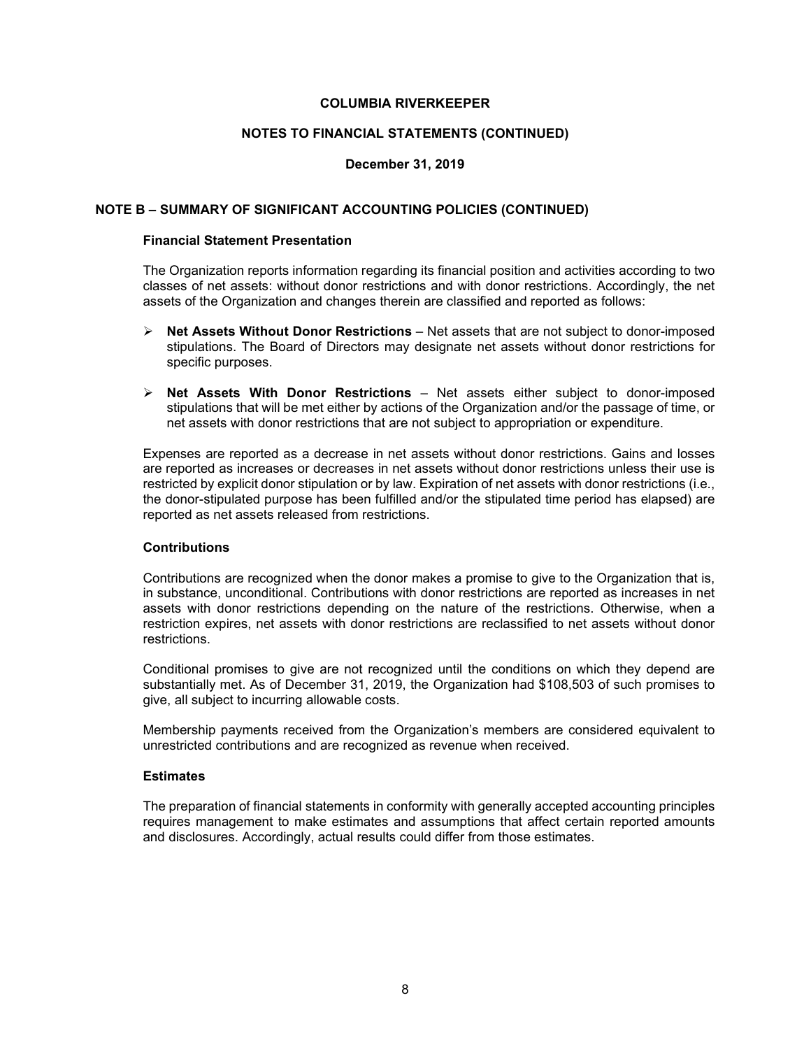# COLUMBIA RIVERKEEPER

## NOTES TO FINANCIAL STATEMENTS (CONTINUED)

### December 31, 2019

## NOTE B – SUMMARY OF SIGNIFICANT ACCOUNTING POLICIES (CONTINUED)

### Financial Statement Presentation

The Organization reports information regarding its financial position and activities according to two classes of net assets: without donor restrictions and with donor restrictions. Accordingly, the net assets of the Organization and changes therein are classified and reported as follows:

- **Net Assets Without Donor Restrictions** – Net assets that are not subject to donor-imposed stipulations. The Board of Directors may designate net assets without donor restrictions for specific purposes.
- **Net Assets With Donor Restrictions** – Net assets either subject to donor-imposed stipulations that will be met either by actions of the Organization and/or the passage of time, or net assets with donor restrictions that are not subject to appropriation or expenditure.

Expenses are reported as a decrease in net assets without donor restrictions. Gains and losses are reported as increases or decreases in net assets without donor restrictions unless their use is restricted by explicit donor stipulation or by law. Expiration of net assets with donor restrictions (i.e., the donor-stipulated purpose has been fulfilled and/or the stipulated time period has elapsed) are reported as net assets released from restrictions.

### Contributions

Contributions are recognized when the donor makes a promise to give to the Organization that is, in substance, unconditional. Contributions with donor restrictions are reported as increases in net assets with donor restrictions depending on the nature of the restrictions. Otherwise, when a restriction expires, net assets with donor restrictions are reclassified to net assets without donor restrictions.

Conditional promises to give are not recognized until the conditions on which they depend are substantially met. As of December 31, 2019, the Organization had $108,503 of such promises to give, all subject to incurring allowable costs.

Membership payments received from the Organization's members are considered equivalent to unrestricted contributions and are recognized as revenue when received.

### Estimates

The preparation of financial statements in conformity with generally accepted accounting principles requires management to make estimates and assumptions that affect certain reported amounts and disclosures. Accordingly, actual results could differ from those estimates.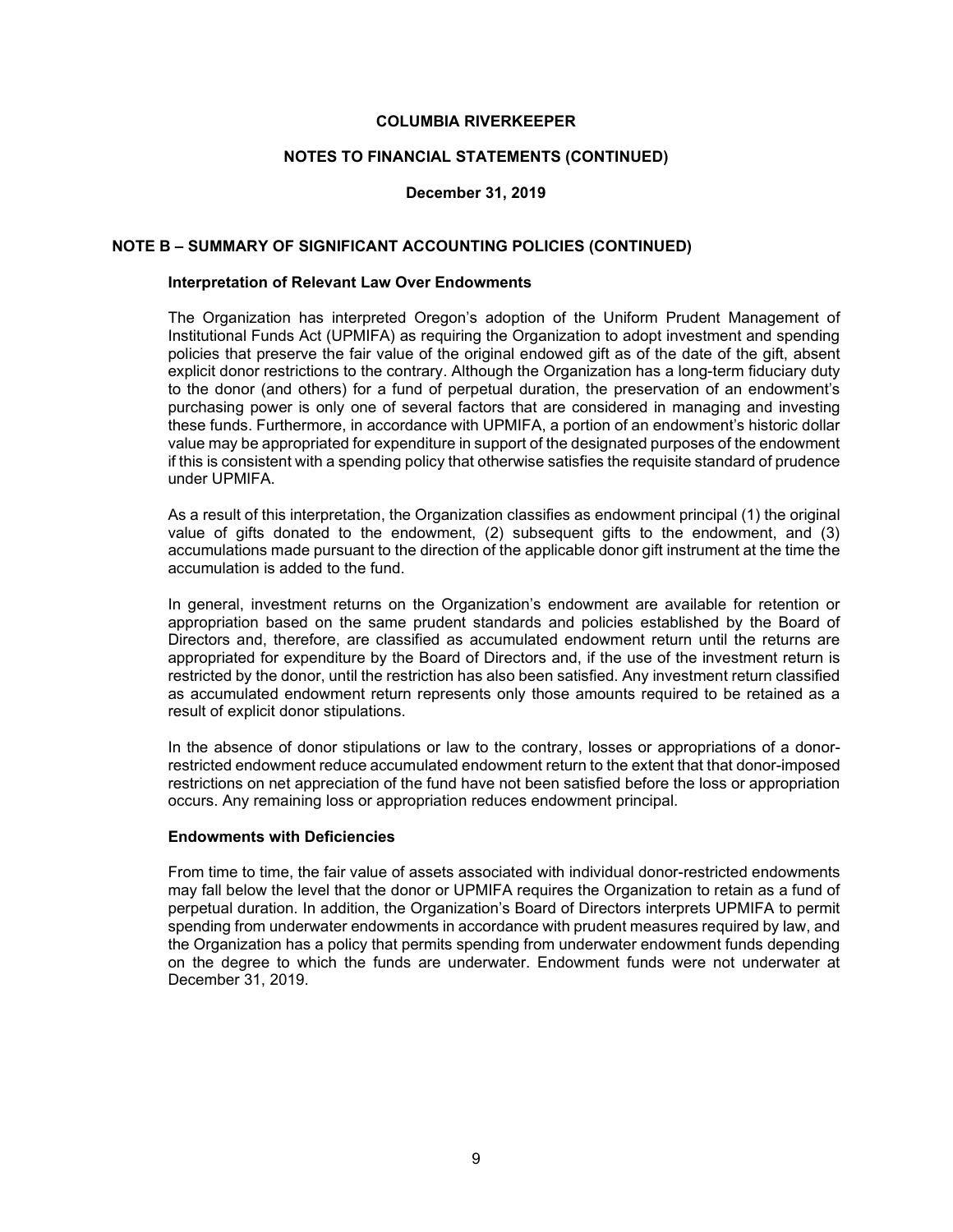## NOTE B – SUMMARY OF SIGNIFICANT ACCOUNTING POLICIES (CONTINUED)

### Interpretation of Relevant Law Over Endowments

The Organization has interpreted Oregon's adoption of the Uniform Prudent Management of Institutional Funds Act (UPMIFA) as requiring the Organization to adopt investment and spending policies that preserve the fair value of the original endowed gift as of the date of the gift, absent explicit donor restrictions to the contrary. Although the Organization has a long-term fiduciary duty to the donor (and others) for a fund of perpetual duration, the preservation of an endowment's purchasing power is only one of several factors that are considered in managing and investing these funds. Furthermore, in accordance with UPMIFA, a portion of an endowment's historic dollar value may be appropriated for expenditure in support of the designated purposes of the endowment if this is consistent with a spending policy that otherwise satisfies the requisite standard of prudence under UPMIFA.

As a result of this interpretation, the Organization classifies as endowment principal (1) the original value of gifts donated to the endowment, (2) subsequent gifts to the endowment, and (3) accumulations made pursuant to the direction of the applicable donor gift instrument at the time the accumulation is added to the fund.

In general, investment returns on the Organization's endowment are available for retention or appropriation based on the same prudent standards and policies established by the Board of Directors and, therefore, are classified as accumulated endowment return until the returns are appropriated for expenditure by the Board of Directors and, if the use of the investment return is restricted by the donor, until the restriction has also been satisfied. Any investment return classified as accumulated endowment return represents only those amounts required to be retained as a result of explicit donor stipulations.

In the absence of donor stipulations or law to the contrary, losses or appropriations of a donor-restricted endowment reduce accumulated endowment return to the extent that that donor-imposed restrictions on net appreciation of the fund have not been satisfied before the loss or appropriation occurs. Any remaining loss or appropriation reduces endowment principal.

### Endowments with Deficiencies

From time to time, the fair value of assets associated with individual donor-restricted endowments may fall below the level that the donor or UPMIFA requires the Organization to retain as a fund of perpetual duration. In addition, the Organization's Board of Directors interprets UPMIFA to permit spending from underwater endowments in accordance with prudent measures required by law, and the Organization has a policy that permits spending from underwater endowment funds depending on the degree to which the funds are underwater. Endowment funds were not underwater at December 31, 2019.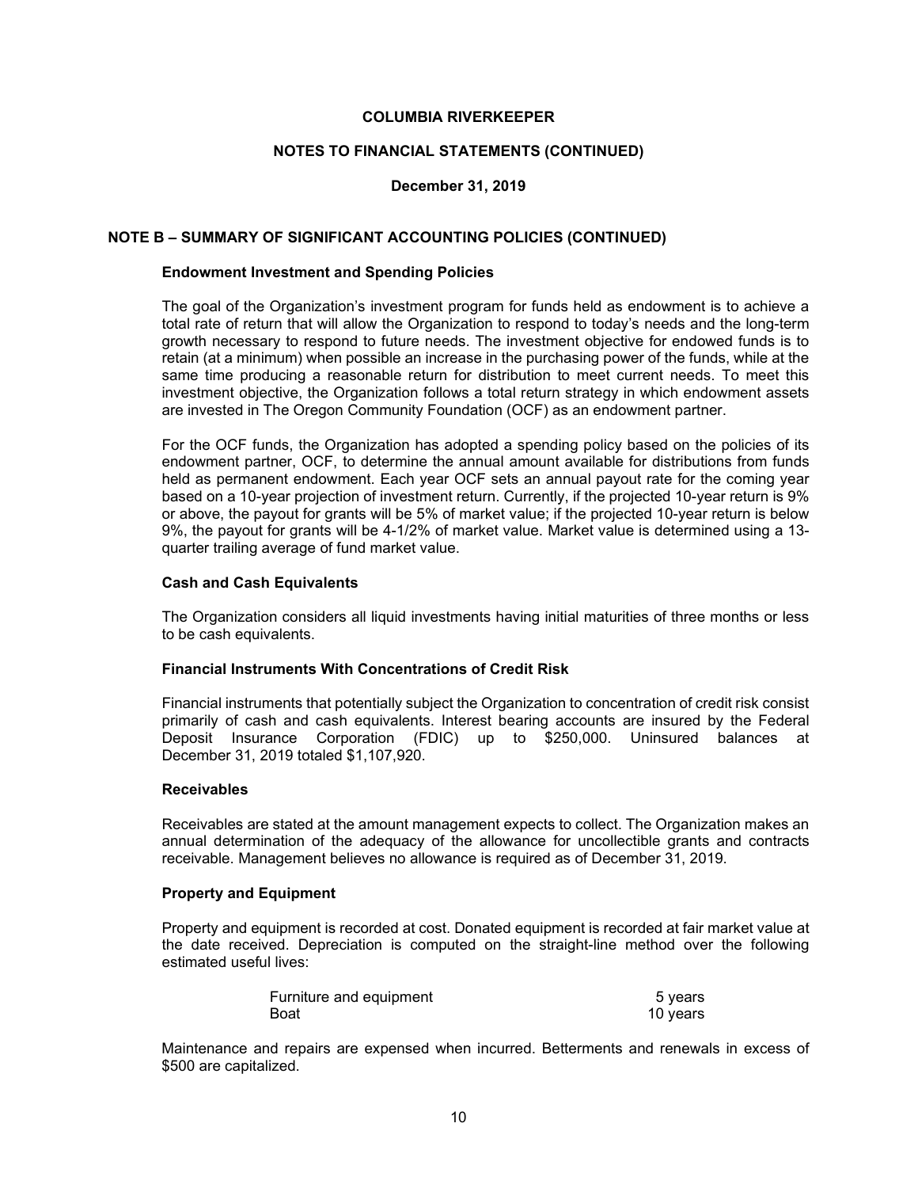# COLUMBIA RIVERKEEPER

## NOTES TO FINANCIAL STATEMENTS (CONTINUED)

### December 31, 2019

## NOTE B – SUMMARY OF SIGNIFICANT ACCOUNTING POLICIES (CONTINUED)

### Endowment Investment and Spending Policies

The goal of the Organization's investment program for funds held as endowment is to achieve a total rate of return that will allow the Organization to respond to today's needs and the long-term growth necessary to respond to future needs. The investment objective for endowed funds is to retain (at a minimum) when possible an increase in the purchasing power of the funds, while at the same time producing a reasonable return for distribution to meet current needs. To meet this investment objective, the Organization follows a total return strategy in which endowment assets are invested in The Oregon Community Foundation (OCF) as an endowment partner.

For the OCF funds, the Organization has adopted a spending policy based on the policies of its endowment partner, OCF, to determine the annual amount available for distributions from funds held as permanent endowment. Each year OCF sets an annual payout rate for the coming year based on a 10-year projection of investment return. Currently, if the projected 10-year return is 9% or above, the payout for grants will be 5% of market value; if the projected 10-year return is below 9%, the payout for grants will be 4-1/2% of market value. Market value is determined using a 13-quarter trailing average of fund market value.

### Cash and Cash Equivalents

The Organization considers all liquid investments having initial maturities of three months or less to be cash equivalents.

### Financial Instruments With Concentrations of Credit Risk

Financial instruments that potentially subject the Organization to concentration of credit risk consist primarily of cash and cash equivalents. Interest bearing accounts are insured by the Federal Deposit Insurance Corporation (FDIC) up to $250,000. Uninsured balances at December 31, 2019 totaled $1,107,920.

### Receivables

Receivables are stated at the amount management expects to collect. The Organization makes an annual determination of the adequacy of the allowance for uncollectible grants and contracts receivable. Management believes no allowance is required as of December 31, 2019.

### Property and Equipment

Property and equipment is recorded at cost. Donated equipment is recorded at fair market value at the date received. Depreciation is computed on the straight-line method over the following estimated useful lives:

| | |
|---|---|
| Furniture and equipment | 5 years |
| Boat | 10 years |

Maintenance and repairs are expensed when incurred. Betterments and renewals in excess of $500 are capitalized.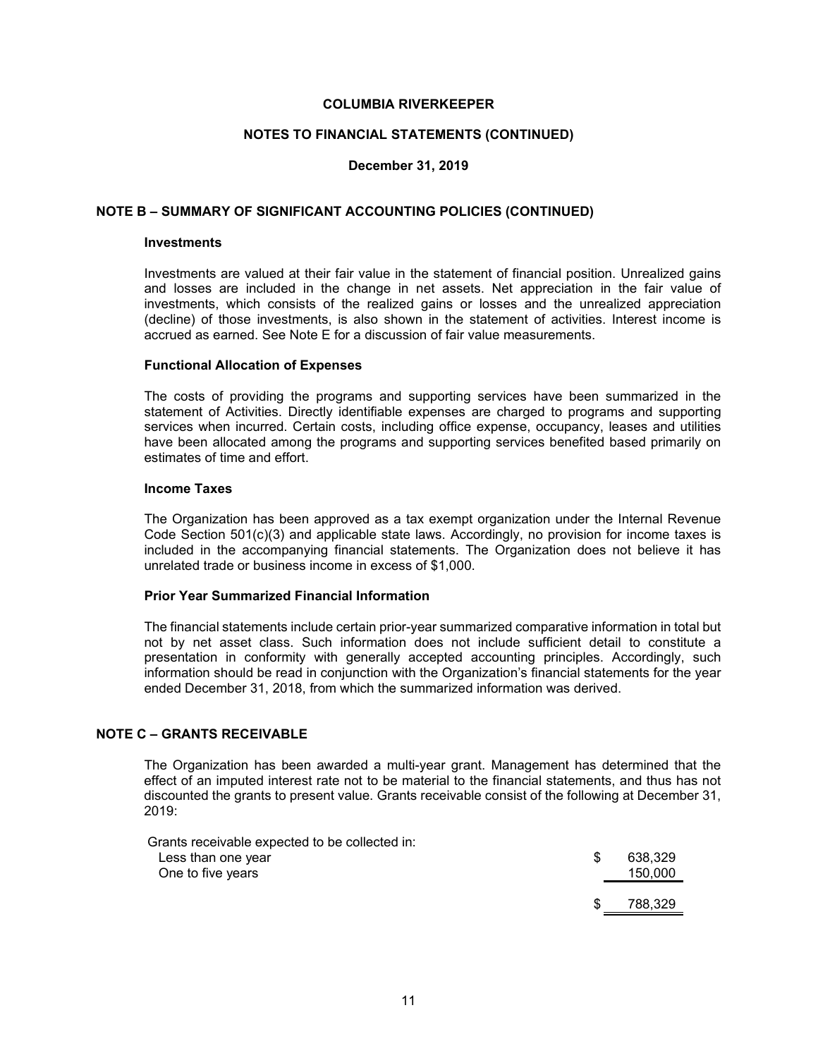# COLUMBIA RIVERKEEPER

## NOTES TO FINANCIAL STATEMENTS (CONTINUED)

**December 31, 2019**

## NOTE B – SUMMARY OF SIGNIFICANT ACCOUNTING POLICIES (CONTINUED)

### Investments

Investments are valued at their fair value in the statement of financial position. Unrealized gains and losses are included in the change in net assets. Net appreciation in the fair value of investments, which consists of the realized gains or losses and the unrealized appreciation (decline) of those investments, is also shown in the statement of activities. Interest income is accrued as earned. See Note E for a discussion of fair value measurements.

### Functional Allocation of Expenses

The costs of providing the programs and supporting services have been summarized in the statement of Activities. Directly identifiable expenses are charged to programs and supporting services when incurred. Certain costs, including office expense, occupancy, leases and utilities have been allocated among the programs and supporting services benefited based primarily on estimates of time and effort.

### Income Taxes

The Organization has been approved as a tax exempt organization under the Internal Revenue Code Section 501(c)(3) and applicable state laws. Accordingly, no provision for income taxes is included in the accompanying financial statements. The Organization does not believe it has unrelated trade or business income in excess of $1,000.

### Prior Year Summarized Financial Information

The financial statements include certain prior-year summarized comparative information in total but not by net asset class. Such information does not include sufficient detail to constitute a presentation in conformity with generally accepted accounting principles. Accordingly, such information should be read in conjunction with the Organization's financial statements for the year ended December 31, 2018, from which the summarized information was derived.

## NOTE C – GRANTS RECEIVABLE

The Organization has been awarded a multi-year grant. Management has determined that the effect of an imputed interest rate not to be material to the financial statements, and thus has not discounted the grants to present value. Grants receivable consist of the following at December 31, 2019:

| | |
|---|---|
| Grants receivable expected to be collected in: | |
| Less than one year | $ 638,329 |
| One to five years | 150,000 |
| | $ 788,329 |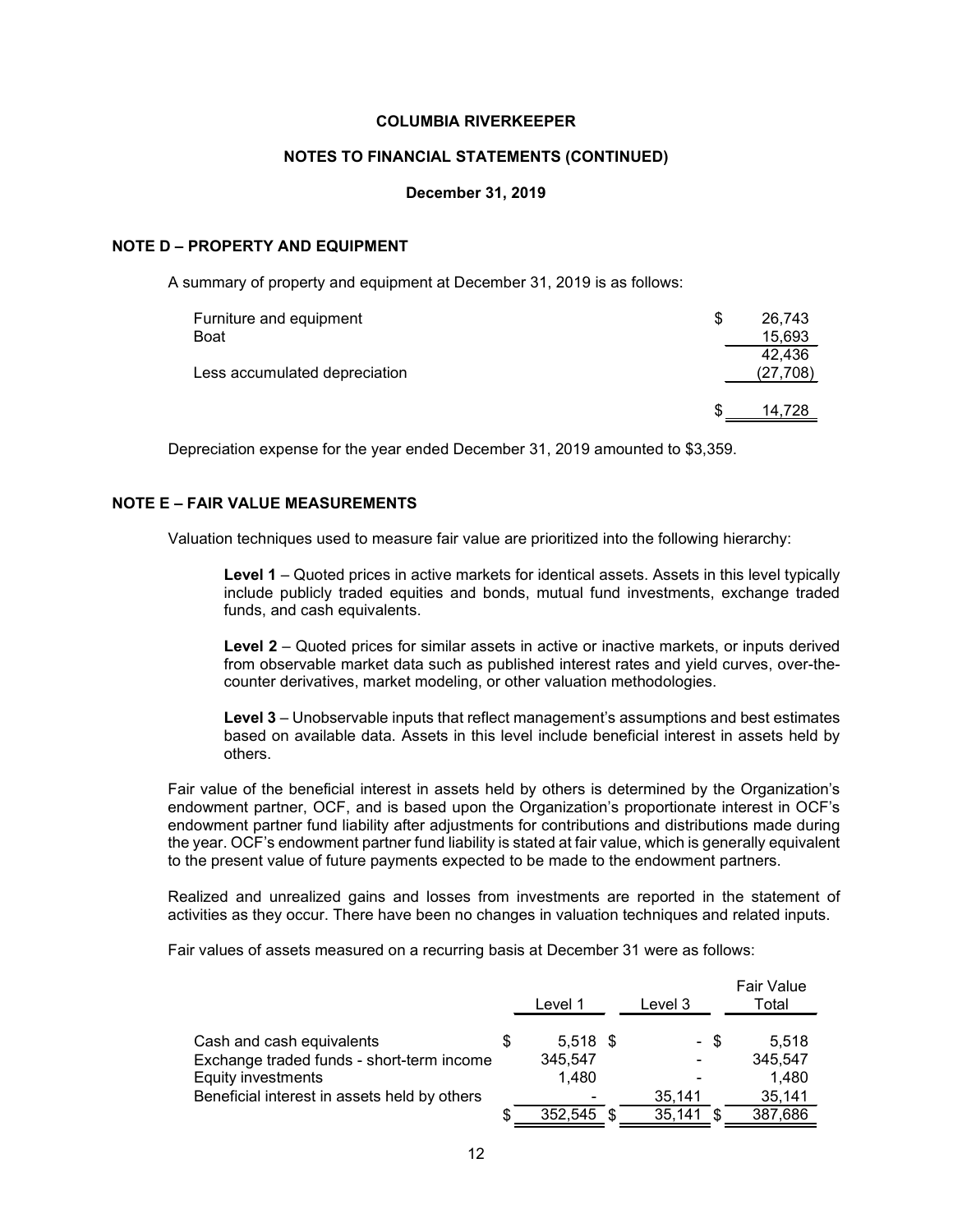**COLUMBIA RIVERKEEPER**

**NOTES TO FINANCIAL STATEMENTS (CONTINUED)**

**December 31, 2019**

## NOTE D – PROPERTY AND EQUIPMENT

A summary of property and equipment at December 31, 2019 is as follows:

| | |
|---|---|
| Furniture and equipment | $ 26,743 |
| Boat | 15,693 |
| | 42,436 |
| Less accumulated depreciation | (27,708) |
| | $ 14,728 |

Depreciation expense for the year ended December 31, 2019 amounted to $3,359.

## NOTE E – FAIR VALUE MEASUREMENTS

Valuation techniques used to measure fair value are prioritized into the following hierarchy:

**Level 1** – Quoted prices in active markets for identical assets. Assets in this level typically include publicly traded equities and bonds, mutual fund investments, exchange traded funds, and cash equivalents.

**Level 2** – Quoted prices for similar assets in active or inactive markets, or inputs derived from observable market data such as published interest rates and yield curves, over-the-counter derivatives, market modeling, or other valuation methodologies.

**Level 3** – Unobservable inputs that reflect management's assumptions and best estimates based on available data. Assets in this level include beneficial interest in assets held by others.

Fair value of the beneficial interest in assets held by others is determined by the Organization's endowment partner, OCF, and is based upon the Organization's proportionate interest in OCF's endowment partner fund liability after adjustments for contributions and distributions made during the year. OCF's endowment partner fund liability is stated at fair value, which is generally equivalent to the present value of future payments expected to be made to the endowment partners.

Realized and unrealized gains and losses from investments are reported in the statement of activities as they occur. There have been no changes in valuation techniques and related inputs.

Fair values of assets measured on a recurring basis at December 31 were as follows:

| | Level 1 | Level 3 | Fair Value Total |
|---|---|---|---|
| Cash and cash equivalents | $ 5,518 | $ - | $ 5,518 |
| Exchange traded funds - short-term income | 345,547 | - | 345,547 |
| Equity investments | 1,480 | - | 1,480 |
| Beneficial interest in assets held by others | - | 35,141 | 35,141 |
| | $ 352,545 | $ 35,141 | $ 387,686 |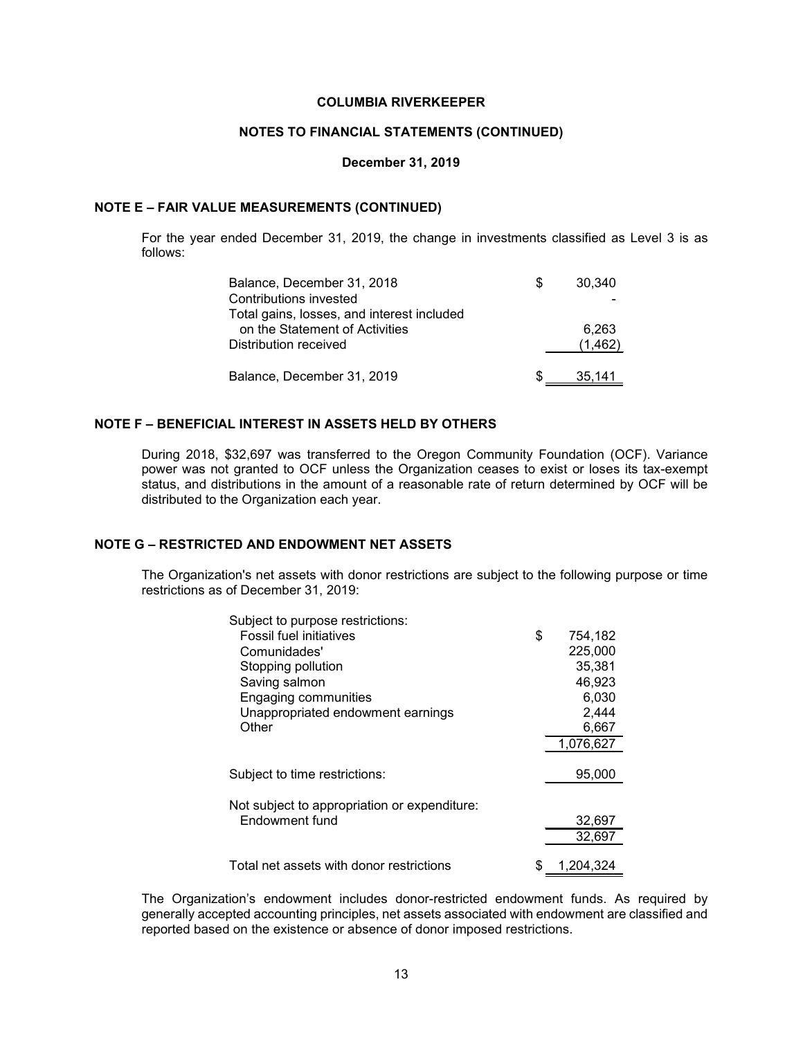# COLUMBIA RIVERKEEPER

## NOTES TO FINANCIAL STATEMENTS (CONTINUED)

**December 31, 2019**

### NOTE E – FAIR VALUE MEASUREMENTS (CONTINUED)

For the year ended December 31, 2019, the change in investments classified as Level 3 is as follows:

| | |
|---|---|
| Balance, December 31, 2018 | $ 30,340 |
| Contributions invested | - |
| Total gains, losses, and interest included on the Statement of Activities | 6,263 |
| Distribution received | (1,462) |
| Balance, December 31, 2019 | $ 35,141 |

### NOTE F – BENEFICIAL INTEREST IN ASSETS HELD BY OTHERS

During 2018, $32,697 was transferred to the Oregon Community Foundation (OCF). Variance power was not granted to OCF unless the Organization ceases to exist or loses its tax-exempt status, and distributions in the amount of a reasonable rate of return determined by OCF will be distributed to the Organization each year.

### NOTE G – RESTRICTED AND ENDOWMENT NET ASSETS

The Organization's net assets with donor restrictions are subject to the following purpose or time restrictions as of December 31, 2019:

| | |
|---|---|
| Subject to purpose restrictions: | |
| Fossil fuel initiatives | $ 754,182 |
| Comunidades' | 225,000 |
| Stopping pollution | 35,381 |
| Saving salmon | 46,923 |
| Engaging communities | 6,030 |
| Unappropriated endowment earnings | 2,444 |
| Other | 6,667 |
| | 1,076,627 |
| Subject to time restrictions: | 95,000 |
| Not subject to appropriation or expenditure: | |
| Endowment fund | 32,697 |
| | 32,697 |
| Total net assets with donor restrictions | $ 1,204,324 |

The Organization's endowment includes donor-restricted endowment funds. As required by generally accepted accounting principles, net assets associated with endowment are classified and reported based on the existence or absence of donor imposed restrictions.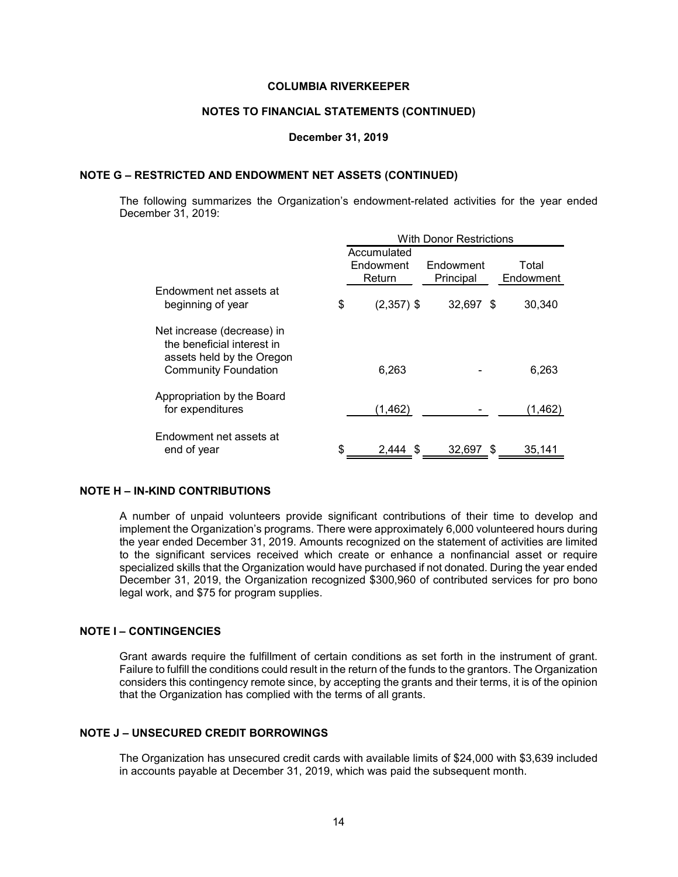**COLUMBIA RIVERKEEPER**

**NOTES TO FINANCIAL STATEMENTS (CONTINUED)**

**December 31, 2019**

## NOTE G – RESTRICTED AND ENDOWMENT NET ASSETS (CONTINUED)

The following summarizes the Organization's endowment-related activities for the year ended December 31, 2019:

| | With Donor Restrictions | | |
|---|---|---|---|
| | Accumulated Endowment Return | Endowment Principal | Total Endowment |
| Endowment net assets at beginning of year | $ (2,357) | $ 32,697 | $ 30,340 |
| Net increase (decrease) in the beneficial interest in assets held by the Oregon Community Foundation | 6,263 | - | 6,263 |
| Appropriation by the Board for expenditures | (1,462) | - | (1,462) |
| Endowment net assets at end of year | $ 2,444 | $ 32,697 | $ 35,141 |

## NOTE H – IN-KIND CONTRIBUTIONS

A number of unpaid volunteers provide significant contributions of their time to develop and implement the Organization's programs. There were approximately 6,000 volunteered hours during the year ended December 31, 2019. Amounts recognized on the statement of activities are limited to the significant services received which create or enhance a nonfinancial asset or require specialized skills that the Organization would have purchased if not donated. During the year ended December 31, 2019, the Organization recognized $300,960 of contributed services for pro bono legal work, and $75 for program supplies.

## NOTE I – CONTINGENCIES

Grant awards require the fulfillment of certain conditions as set forth in the instrument of grant. Failure to fulfill the conditions could result in the return of the funds to the grantors. The Organization considers this contingency remote since, by accepting the grants and their terms, it is of the opinion that the Organization has complied with the terms of all grants.

## NOTE J – UNSECURED CREDIT BORROWINGS

The Organization has unsecured credit cards with available limits of $24,000 with $3,639 included in accounts payable at December 31, 2019, which was paid the subsequent month.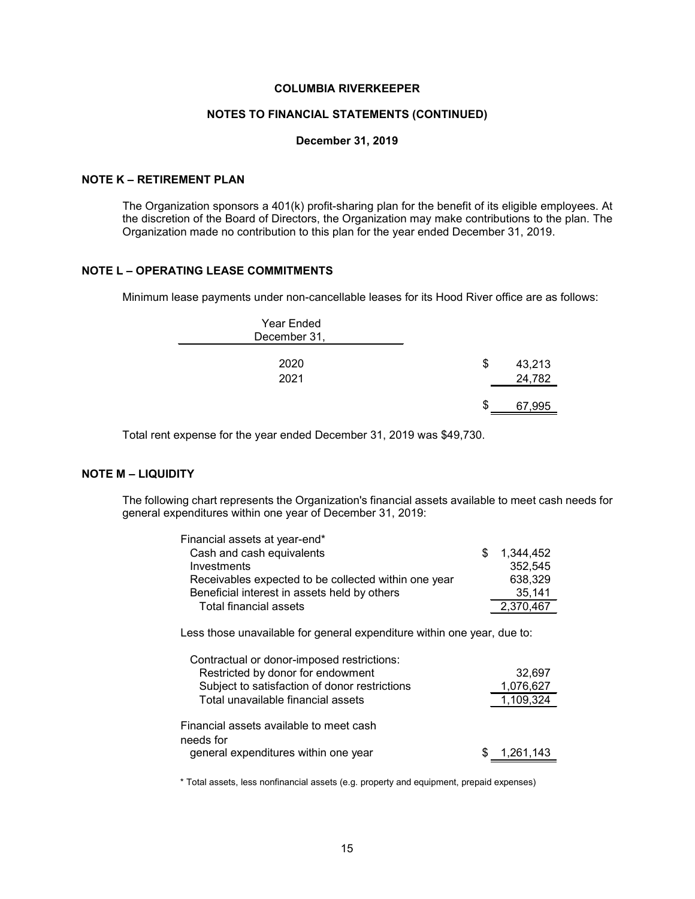**COLUMBIA RIVERKEEPER**

**NOTES TO FINANCIAL STATEMENTS (CONTINUED)**

**December 31, 2019**

## NOTE K – RETIREMENT PLAN

The Organization sponsors a 401(k) profit-sharing plan for the benefit of its eligible employees. At the discretion of the Board of Directors, the Organization may make contributions to the plan. The Organization made no contribution to this plan for the year ended December 31, 2019.

## NOTE L – OPERATING LEASE COMMITMENTS

Minimum lease payments under non-cancellable leases for its Hood River office are as follows:

| Year Ended December 31, | |
|---|---|
| 2020 | $ 43,213 |
| 2021 | 24,782 |
| | $ 67,995 |

Total rent expense for the year ended December 31, 2019 was $49,730.

## NOTE M – LIQUIDITY

The following chart represents the Organization's financial assets available to meet cash needs for general expenditures within one year of December 31, 2019:

| | |
|---|---|
| Financial assets at year-end* | |
| Cash and cash equivalents | $ 1,344,452 |
| Investments | 352,545 |
| Receivables expected to be collected within one year | 638,329 |
| Beneficial interest in assets held by others | 35,141 |
| Total financial assets | 2,370,467 |
| Less those unavailable for general expenditure within one year, due to: | |
| Contractual or donor-imposed restrictions: | |
| Restricted by donor for endowment | 32,697 |
| Subject to satisfaction of donor restrictions | 1,076,627 |
| Total unavailable financial assets | 1,109,324 |
| Financial assets available to meet cash needs for general expenditures within one year | $ 1,261,143 |

* Total assets, less nonfinancial assets (e.g. property and equipment, prepaid expenses)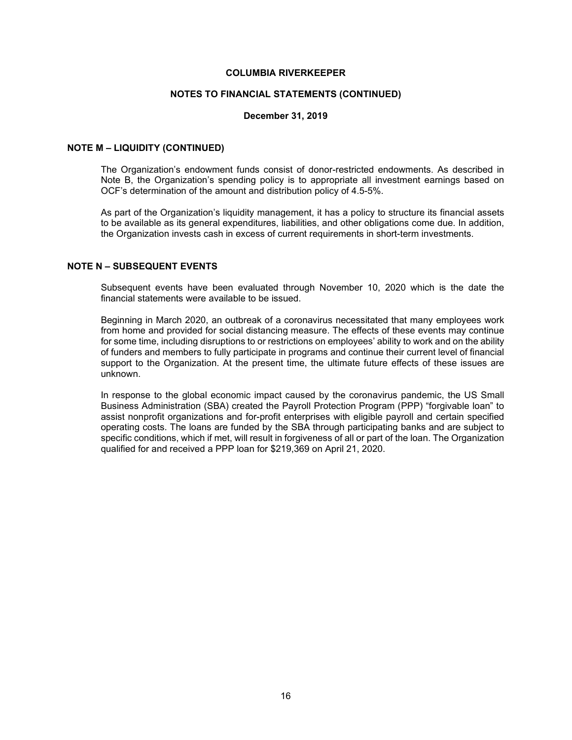## NOTE M – LIQUIDITY (CONTINUED)

The Organization's endowment funds consist of donor-restricted endowments. As described in Note B, the Organization's spending policy is to appropriate all investment earnings based on OCF's determination of the amount and distribution policy of 4.5-5%.

As part of the Organization's liquidity management, it has a policy to structure its financial assets to be available as its general expenditures, liabilities, and other obligations come due. In addition, the Organization invests cash in excess of current requirements in short-term investments.

## NOTE N – SUBSEQUENT EVENTS

Subsequent events have been evaluated through November 10, 2020 which is the date the financial statements were available to be issued.

Beginning in March 2020, an outbreak of a coronavirus necessitated that many employees work from home and provided for social distancing measure. The effects of these events may continue for some time, including disruptions to or restrictions on employees' ability to work and on the ability of funders and members to fully participate in programs and continue their current level of financial support to the Organization. At the present time, the ultimate future effects of these issues are unknown.

In response to the global economic impact caused by the coronavirus pandemic, the US Small Business Administration (SBA) created the Payroll Protection Program (PPP) "forgivable loan" to assist nonprofit organizations and for-profit enterprises with eligible payroll and certain specified operating costs. The loans are funded by the SBA through participating banks and are subject to specific conditions, which if met, will result in forgiveness of all or part of the loan. The Organization qualified for and received a PPP loan for $219,369 on April 21, 2020.